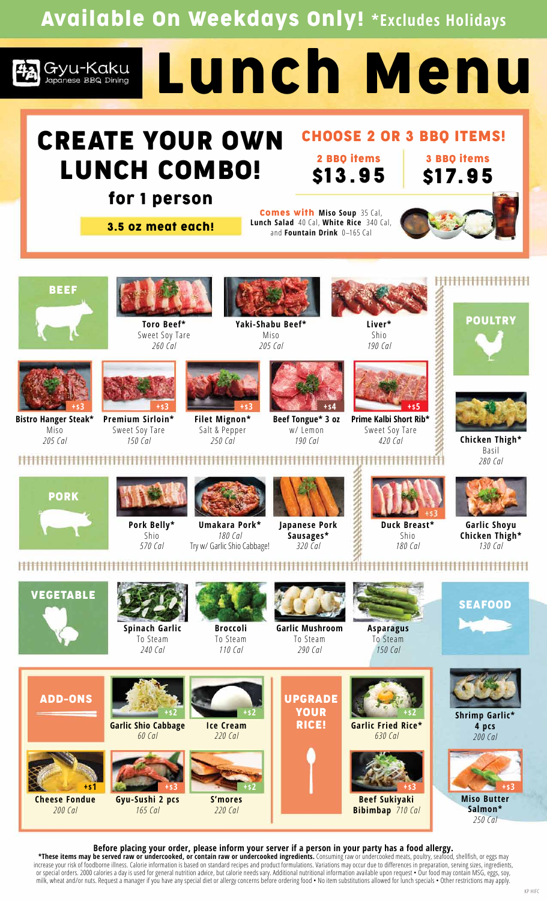# Available On Weekdays Only! *Excludes Holidays

Gyu-Kaku Japanese BBQ Dining

# Lunch Menu

## CREATE YOUR OWN LUNCH COMBO!

**for 1 person**

**3.5 oz meat each!**

**CHOOSE 2 OR 3 BBQ ITEMS!**

| 2 BBQ items | 3 BBQ items |
|---|---|
| $13.95 | $17.95 |

**Comes with** **Miso Soup** 35 Cal, **Lunch Salad** 40 Cal, **White Rice** 340 Cal, and **Fountain Drink** 0–165 Cal

### BEEF

- **Toro Beef*** — Sweet Soy Tare — *260 Cal*
- **Yaki-Shabu Beef*** — Miso — *205 Cal*
- **Liver*** — Shio — *190 Cal*
- **Bistro Hanger Steak*** (+$3) — Miso — *205 Cal*
- **Premium Sirloin*** (+$3) — Sweet Soy Tare — *150 Cal*
- **Filet Mignon*** (+$3) — Salt & Pepper — *250 Cal*
- **Beef Tongue* 3 oz** (+$4) — w/ Lemon — *190 Cal*
- **Prime Kalbi Short Rib*** (+$5) — Sweet Soy Tare — *420 Cal*

### POULTRY

- **Chicken Thigh*** — Basil — *280 Cal*
- **Duck Breast*** (+$3) — Shio — *180 Cal*
- **Garlic Shoyu Chicken Thigh*** — *130 Cal*

### PORK

- **Pork Belly*** — Shio — *570 Cal*
- **Umakara Pork*** — *180 Cal* — Try w/ Garlic Shio Cabbage!
- **Japanese Pork Sausages*** — *320 Cal*

### VEGETABLE

- **Spinach Garlic** — To Steam — *240 Cal*
- **Broccoli** — To Steam — *110 Cal*
- **Garlic Mushroom** — To Steam — *290 Cal*
- **Asparagus** — To Steam — *150 Cal*

### SEAFOOD

- **Shrimp Garlic* 4 pcs** — *200 Cal*
- **Miso Butter Salmon*** (+$3) — *250 Cal*

### ADD-ONS

- **Garlic Shio Cabbage** (+$2) — *60 Cal*
- **Ice Cream** (+$2) — *220 Cal*
- **Cheese Fondue** (+$1) — *200 Cal*
- **Gyu-Sushi 2 pcs** (+$3) — *165 Cal*
- **S'mores** (+$2) — *220 Cal*

### UPGRADE YOUR RICE!

- **Garlic Fried Rice*** (+$2) — *630 Cal*
- **Beef Sukiyaki Bibimbap** (+$3) — *710 Cal*

**Before placing your order, please inform your server if a person in your party has a food allergy.**

**\*These items may be served raw or undercooked, or contain raw or undercooked ingredients.** Consuming raw or undercooked meats, poultry, seafood, shellfish, or eggs may increase your risk of foodborne illness. Calorie information is based on standard recipes and product formulations. Variations may occur due to differences in preparation, serving sizes, ingredients, or special orders. 2000 calories a day is used for general nutrition advice, but calorie needs vary. Additional nutritional information available upon request • Our food may contain MSG, eggs, soy, milk, wheat and/or nuts. Request a manager if you have any special diet or allergy concerns before ordering food • No item substitutions allowed for lunch specials • Other restrictions may apply.

KP HIFC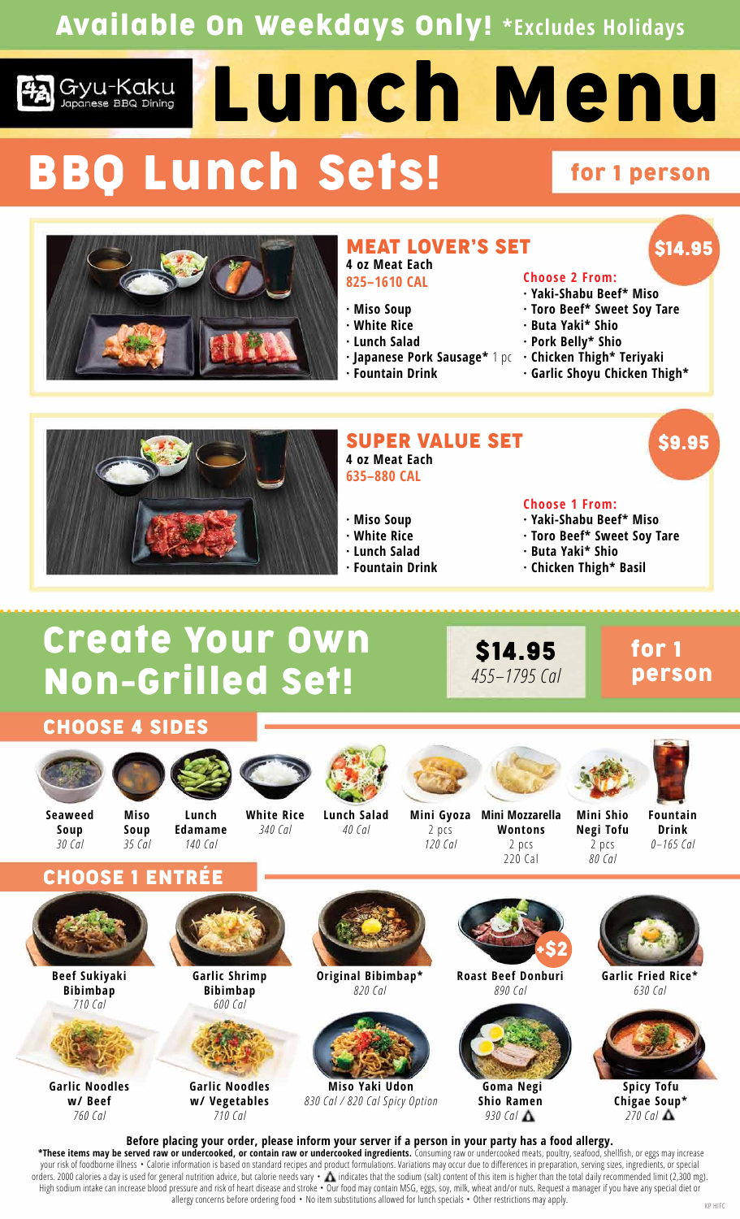# Available On Weekdays Only! *Excludes Holidays

Gyu-Kaku Japanese BBQ Dining

# Lunch Menu

## BBQ Lunch Sets! for 1 person

### MEAT LOVER'S SET $14.95

4 oz Meat Each
825–1610 CAL

- Miso Soup
- White Rice
- Lunch Salad
- Japanese Pork Sausage* 1 pc
- Fountain Drink

**Choose 2 From:**

- Yaki-Shabu Beef* Miso
- Toro Beef* Sweet Soy Tare
- Buta Yaki* Shio
- Pork Belly* Shio
- Chicken Thigh* Teriyaki
- Garlic Shoyu Chicken Thigh*

### SUPER VALUE SET $9.95

4 oz Meat Each
635–880 CAL

- Miso Soup
- White Rice
- Lunch Salad
- Fountain Drink

**Choose 1 From:**

- Yaki-Shabu Beef* Miso
- Toro Beef* Sweet Soy Tare
- Buta Yaki* Shio
- Chicken Thigh* Basil

## Create Your Own Non-Grilled Set!

$14.95
*455–1795 Cal*

for 1 person

### CHOOSE 4 SIDES

- **Seaweed Soup** *30 Cal*
- **Miso Soup** *35 Cal*
- **Lunch Edamame** *140 Cal*
- **White Rice** *340 Cal*
- **Lunch Salad** *40 Cal*
- **Mini Gyoza** 2 pcs *120 Cal*
- **Mini Mozzarella Wontons** 2 pcs 220 Cal
- **Mini Shio Negi Tofu** 2 pcs *80 Cal*
- **Fountain Drink** *0–165 Cal*

### CHOOSE 1 ENTRÉE

- **Beef Sukiyaki Bibimbap** *710 Cal*
- **Garlic Shrimp Bibimbap** *600 Cal*
- **Original Bibimbap*** *820 Cal*
- **Roast Beef Donburi** +$2 *890 Cal*
- **Garlic Fried Rice*** *630 Cal*
- **Garlic Noodles w/ Beef** *760 Cal*
- **Garlic Noodles w/ Vegetables** *710 Cal*
- **Miso Yaki Udon** *830 Cal / 820 Cal Spicy Option*
- **Goma Negi Shio Ramen** *930 Cal* ⚠
- **Spicy Tofu Chigae Soup*** *270 Cal* ⚠

**Before placing your order, please inform your server if a person in your party has a food allergy.**

**\*These items may be served raw or undercooked, or contain raw or undercooked ingredients.** Consuming raw or undercooked meats, poultry, seafood, shellfish, or eggs may increase your risk of foodborne illness • Calorie information is based on standard recipes and product formulations. Variations may occur due to differences in preparation, serving sizes, ingredients, or special orders. 2000 calories a day is used for general nutrition advice, but calorie needs vary • ⚠ indicates that the sodium (salt) content of this item is higher than the total daily recommended limit (2,300 mg). High sodium intake can increase blood pressure and risk of heart disease and stroke • Our food may contain MSG, eggs, soy, milk, wheat and/or nuts. Request a manager if you have any special diet or allergy concerns before ordering food • No item substitutions allowed for lunch specials • Other restrictions may apply.

KP HIFC